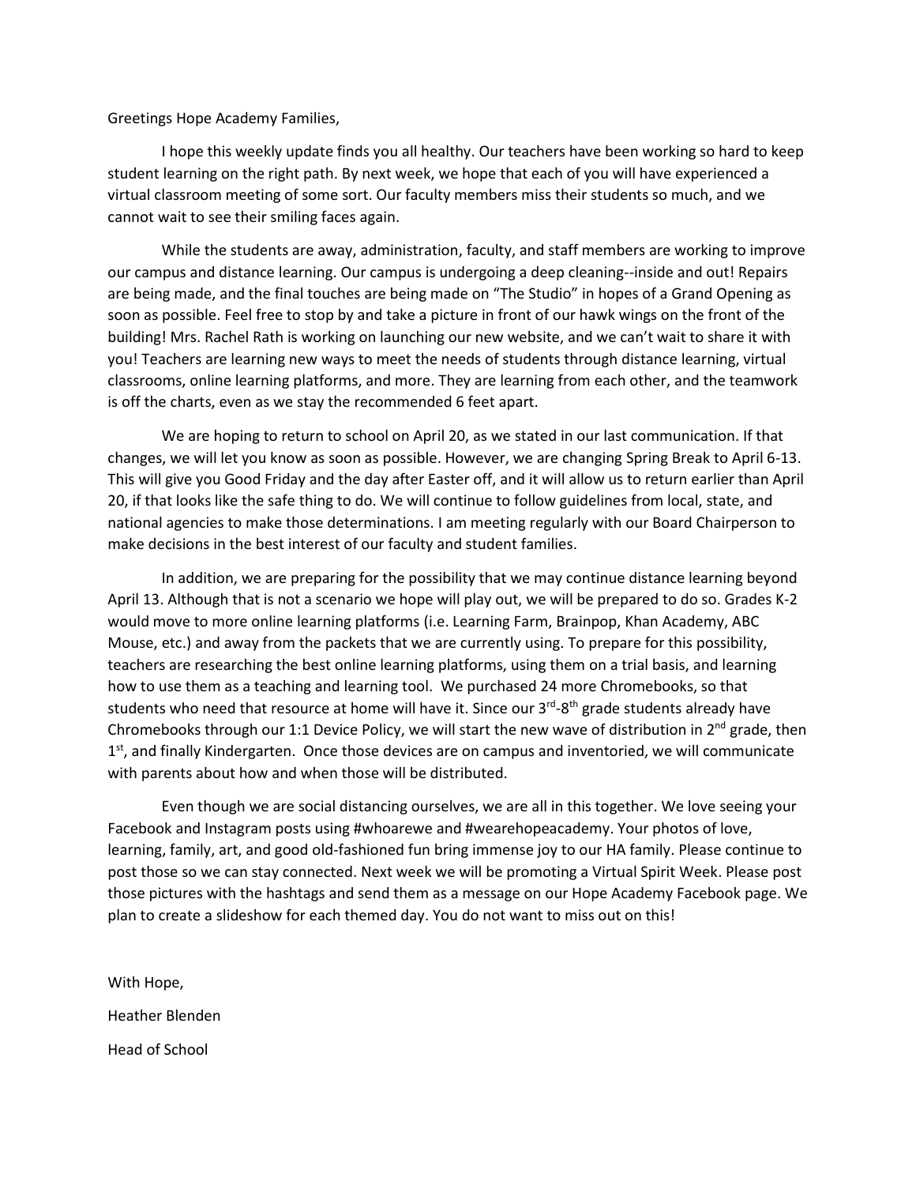Greetings Hope Academy Families,

I hope this weekly update finds you all healthy. Our teachers have been working so hard to keep student learning on the right path. By next week, we hope that each of you will have experienced a virtual classroom meeting of some sort. Our faculty members miss their students so much, and we cannot wait to see their smiling faces again.

While the students are away, administration, faculty, and staff members are working to improve our campus and distance learning. Our campus is undergoing a deep cleaning--inside and out! Repairs are being made, and the final touches are being made on "The Studio" in hopes of a Grand Opening as soon as possible. Feel free to stop by and take a picture in front of our hawk wings on the front of the building! Mrs. Rachel Rath is working on launching our new website, and we can't wait to share it with you! Teachers are learning new ways to meet the needs of students through distance learning, virtual classrooms, online learning platforms, and more. They are learning from each other, and the teamwork is off the charts, even as we stay the recommended 6 feet apart.

We are hoping to return to school on April 20, as we stated in our last communication. If that changes, we will let you know as soon as possible. However, we are changing Spring Break to April 6-13. This will give you Good Friday and the day after Easter off, and it will allow us to return earlier than April 20, if that looks like the safe thing to do. We will continue to follow guidelines from local, state, and national agencies to make those determinations. I am meeting regularly with our Board Chairperson to make decisions in the best interest of our faculty and student families.

In addition, we are preparing for the possibility that we may continue distance learning beyond April 13. Although that is not a scenario we hope will play out, we will be prepared to do so. Grades K-2 would move to more online learning platforms (i.e. Learning Farm, Brainpop, Khan Academy, ABC Mouse, etc.) and away from the packets that we are currently using. To prepare for this possibility, teachers are researching the best online learning platforms, using them on a trial basis, and learning how to use them as a teaching and learning tool. We purchased 24 more Chromebooks, so that students who need that resource at home will have it. Since our 3rd-8th grade students already have Chromebooks through our 1:1 Device Policy, we will start the new wave of distribution in 2nd grade, then 1st, and finally Kindergarten. Once those devices are on campus and inventoried, we will communicate with parents about how and when those will be distributed.

Even though we are social distancing ourselves, we are all in this together. We love seeing your Facebook and Instagram posts using #whoarewe and #wearehopeacademy. Your photos of love, learning, family, art, and good old-fashioned fun bring immense joy to our HA family. Please continue to post those so we can stay connected. Next week we will be promoting a Virtual Spirit Week. Please post those pictures with the hashtags and send them as a message on our Hope Academy Facebook page. We plan to create a slideshow for each themed day. You do not want to miss out on this!

With Hope,

Heather Blenden

Head of School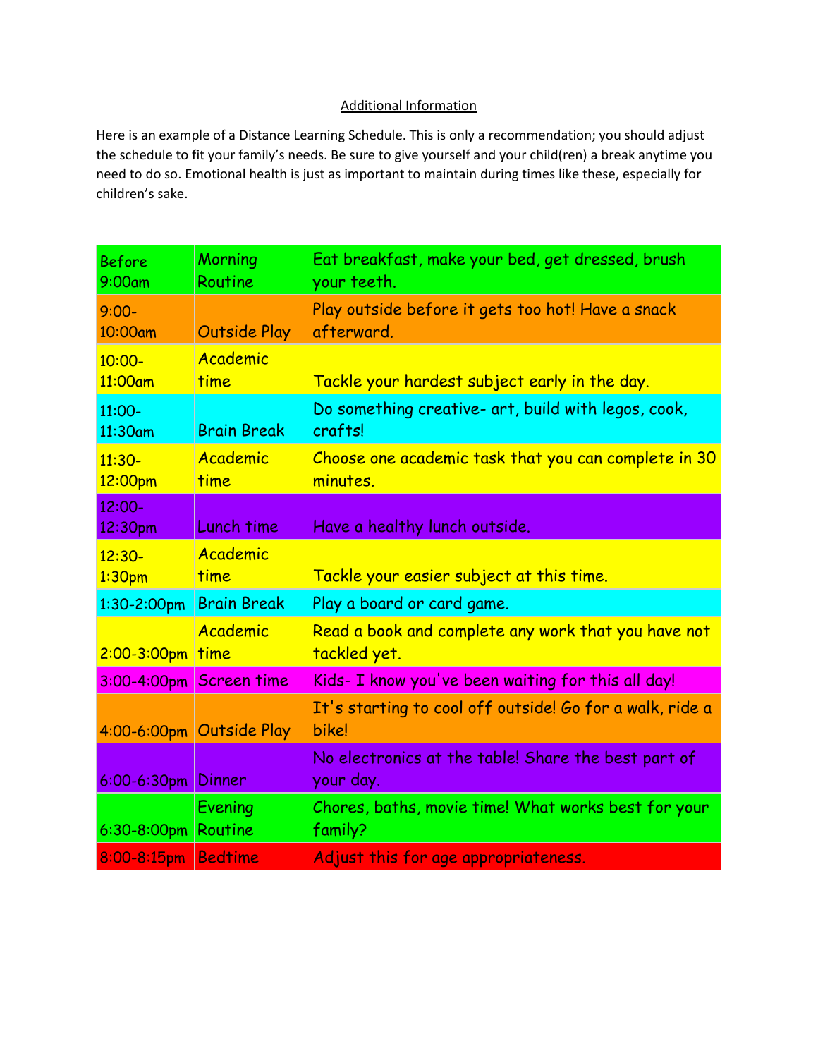<u>Additional Information</u>

Here is an example of a Distance Learning Schedule. This is only a recommendation; you should adjust the schedule to fit your family's needs. Be sure to give yourself and your child(ren) a break anytime you need to do so. Emotional health is just as important to maintain during times like these, especially for children's sake.

| Before 9:00am | Morning Routine | Eat breakfast, make your bed, get dressed, brush your teeth. |
|---|---|---|
| 9:00-10:00am | Outside Play | Play outside before it gets too hot! Have a snack afterward. |
| 10:00-11:00am | Academic time | Tackle your hardest subject early in the day. |
| 11:00-11:30am | Brain Break | Do something creative- art, build with legos, cook, crafts! |
| 11:30-12:00pm | Academic time | Choose one academic task that you can complete in 30 minutes. |
| 12:00-12:30pm | Lunch time | Have a healthy lunch outside. |
| 12:30-1:30pm | Academic time | Tackle your easier subject at this time. |
| 1:30-2:00pm | Brain Break | Play a board or card game. |
| 2:00-3:00pm | Academic time | Read a book and complete any work that you have not tackled yet. |
| 3:00-4:00pm | Screen time | Kids- I know you've been waiting for this all day! |
| 4:00-6:00pm | Outside Play | It's starting to cool off outside! Go for a walk, ride a bike! |
| 6:00-6:30pm | Dinner | No electronics at the table! Share the best part of your day. |
| 6:30-8:00pm | Evening Routine | Chores, baths, movie time! What works best for your family? |
| 8:00-8:15pm | Bedtime | Adjust this for age appropriateness. |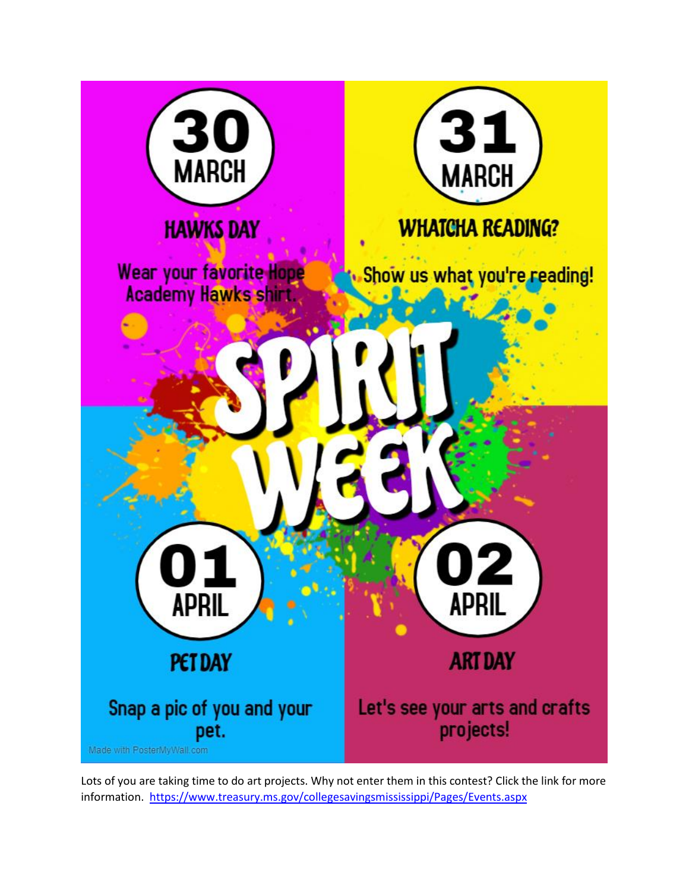30 MARCH

HAWKS DAY

Wear your favorite Hope Academy Hawks shirt.

31 MARCH

WHATCHA READING?

Show us what you're reading!

SPIRIT WEEK

01 APRIL

PET DAY

Snap a pic of you and your pet.

02 APRIL

ART DAY

Let's see your arts and crafts projects!

Made with PosterMyWall.com

Lots of you are taking time to do art projects. Why not enter them in this contest? Click the link for more information. https://www.treasury.ms.gov/collegesavingsmississippi/Pages/Events.aspx